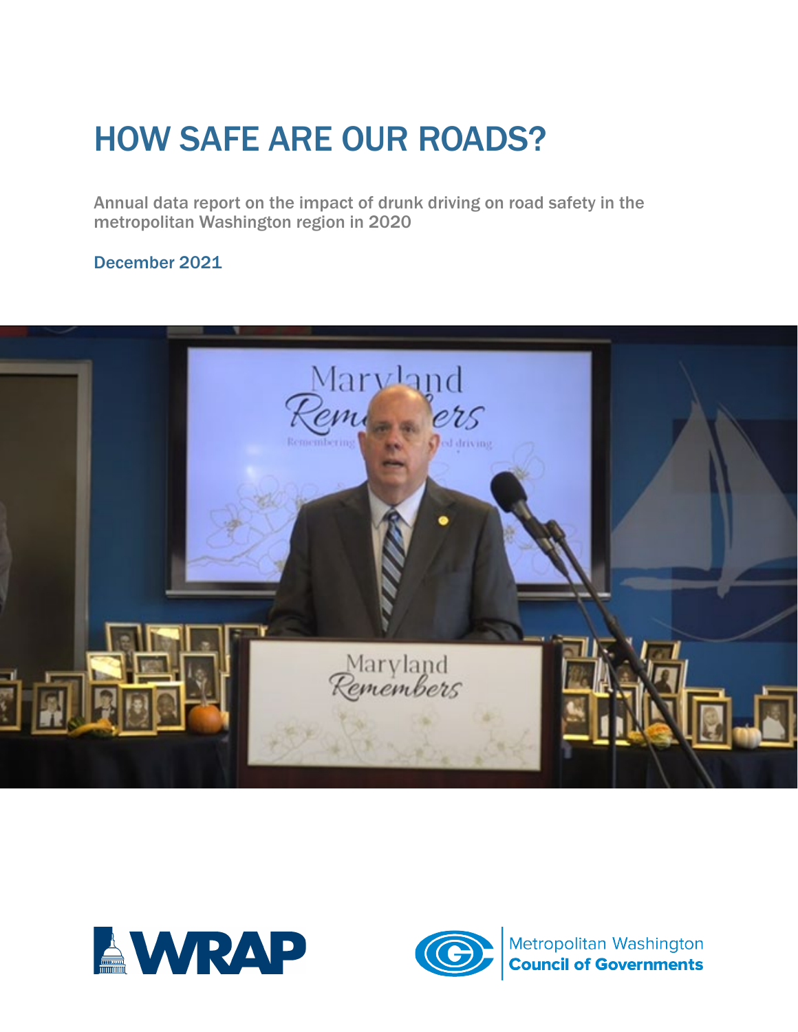# HOW SAFE ARE OUR ROADS?

Annual data report on the impact of drunk driving on road safety in the metropolitan Washington region in 2020

December 2021

WRAP

Metropolitan Washington **Council of Governments**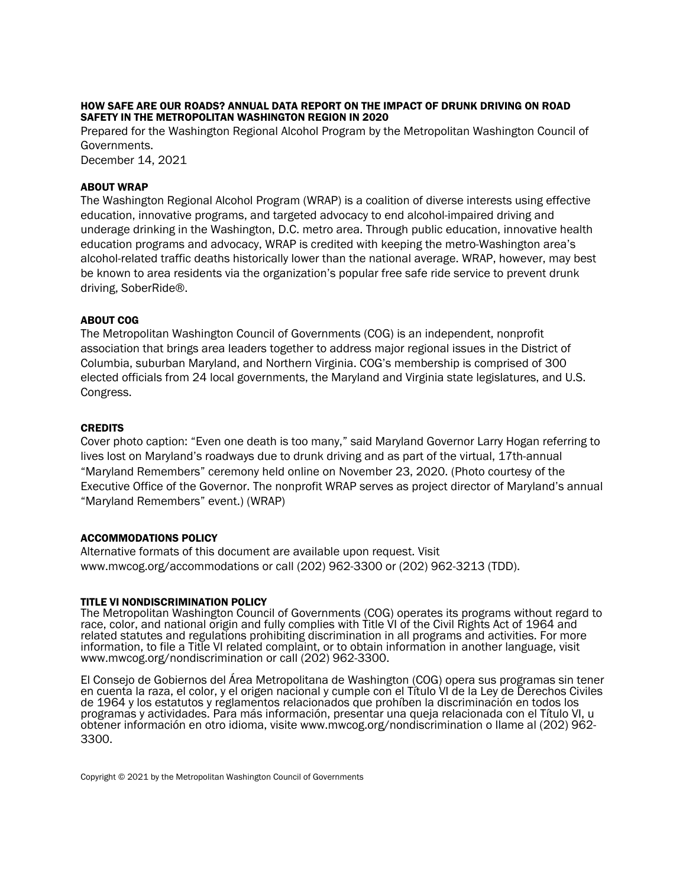**HOW SAFE ARE OUR ROADS? ANNUAL DATA REPORT ON THE IMPACT OF DRUNK DRIVING ON ROAD SAFETY IN THE METROPOLITAN WASHINGTON REGION IN 2020**

Prepared for the Washington Regional Alcohol Program by the Metropolitan Washington Council of Governments.

December 14, 2021

**ABOUT WRAP**

The Washington Regional Alcohol Program (WRAP) is a coalition of diverse interests using effective education, innovative programs, and targeted advocacy to end alcohol-impaired driving and underage drinking in the Washington, D.C. metro area. Through public education, innovative health education programs and advocacy, WRAP is credited with keeping the metro-Washington area's alcohol-related traffic deaths historically lower than the national average. WRAP, however, may best be known to area residents via the organization's popular free safe ride service to prevent drunk driving, SoberRide®.

**ABOUT COG**

The Metropolitan Washington Council of Governments (COG) is an independent, nonprofit association that brings area leaders together to address major regional issues in the District of Columbia, suburban Maryland, and Northern Virginia. COG's membership is comprised of 300 elected officials from 24 local governments, the Maryland and Virginia state legislatures, and U.S. Congress.

**CREDITS**

Cover photo caption: "Even one death is too many," said Maryland Governor Larry Hogan referring to lives lost on Maryland's roadways due to drunk driving and as part of the virtual, 17th-annual "Maryland Remembers" ceremony held online on November 23, 2020. (Photo courtesy of the Executive Office of the Governor. The nonprofit WRAP serves as project director of Maryland's annual "Maryland Remembers" event.) (WRAP)

**ACCOMMODATIONS POLICY**

Alternative formats of this document are available upon request. Visit www.mwcog.org/accommodations or call (202) 962-3300 or (202) 962-3213 (TDD).

**TITLE VI NONDISCRIMINATION POLICY**

The Metropolitan Washington Council of Governments (COG) operates its programs without regard to race, color, and national origin and fully complies with Title VI of the Civil Rights Act of 1964 and related statutes and regulations prohibiting discrimination in all programs and activities. For more information, to file a Title VI related complaint, or to obtain information in another language, visit www.mwcog.org/nondiscrimination or call (202) 962-3300.

El Consejo de Gobiernos del Área Metropolitana de Washington (COG) opera sus programas sin tener en cuenta la raza, el color, y el origen nacional y cumple con el Título VI de la Ley de Derechos Civiles de 1964 y los estatutos y reglamentos relacionados que prohíben la discriminación en todos los programas y actividades. Para más información, presentar una queja relacionada con el Título VI, u obtener información en otro idioma, visite www.mwcog.org/nondiscrimination o llame al (202) 962-3300.

Copyright © 2021 by the Metropolitan Washington Council of Governments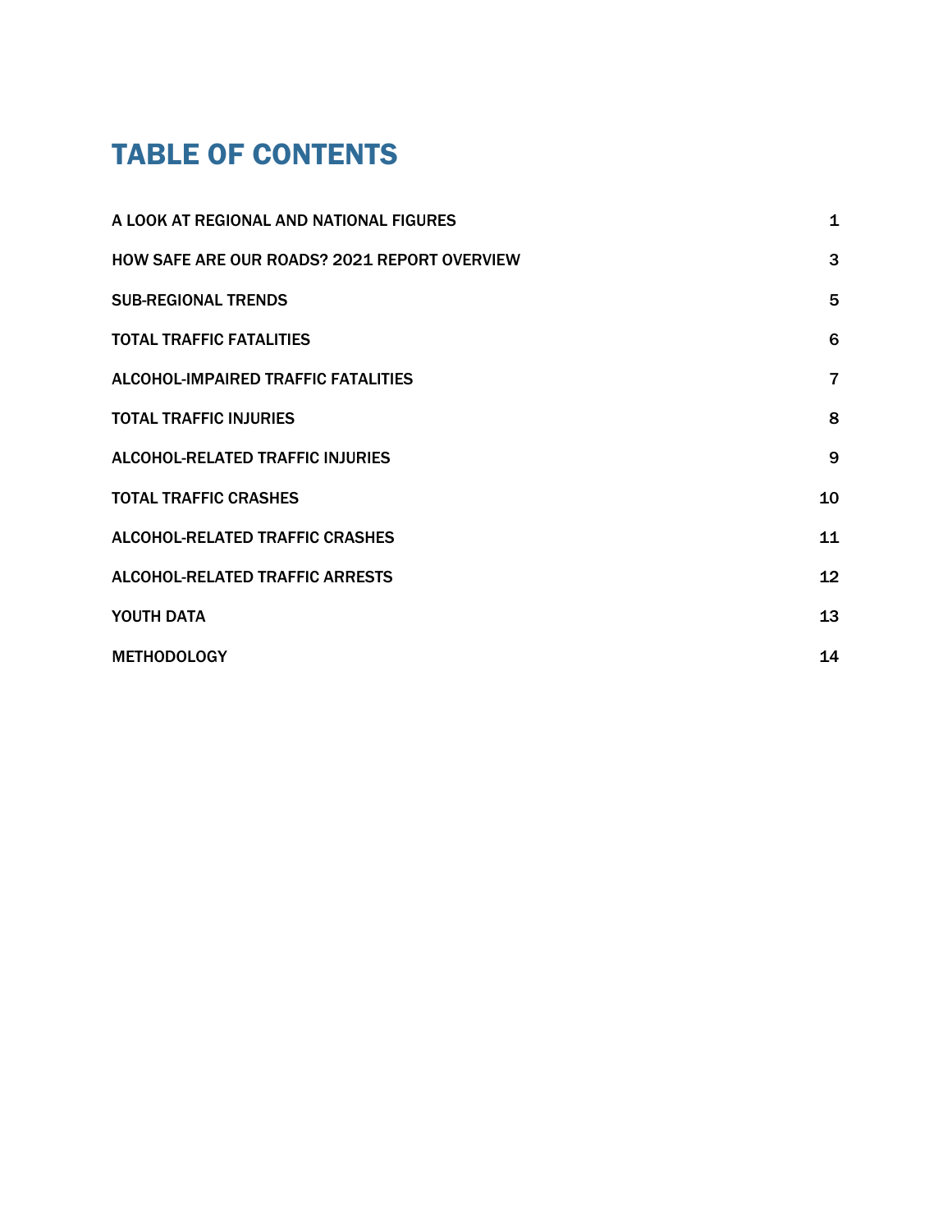# TABLE OF CONTENTS

| | |
|---|---|
| A LOOK AT REGIONAL AND NATIONAL FIGURES | 1 |
| HOW SAFE ARE OUR ROADS? 2021 REPORT OVERVIEW | 3 |
| SUB-REGIONAL TRENDS | 5 |
| TOTAL TRAFFIC FATALITIES | 6 |
| ALCOHOL-IMPAIRED TRAFFIC FATALITIES | 7 |
| TOTAL TRAFFIC INJURIES | 8 |
| ALCOHOL-RELATED TRAFFIC INJURIES | 9 |
| TOTAL TRAFFIC CRASHES | 10 |
| ALCOHOL-RELATED TRAFFIC CRASHES | 11 |
| ALCOHOL-RELATED TRAFFIC ARRESTS | 12 |
| YOUTH DATA | 13 |
| METHODOLOGY | 14 |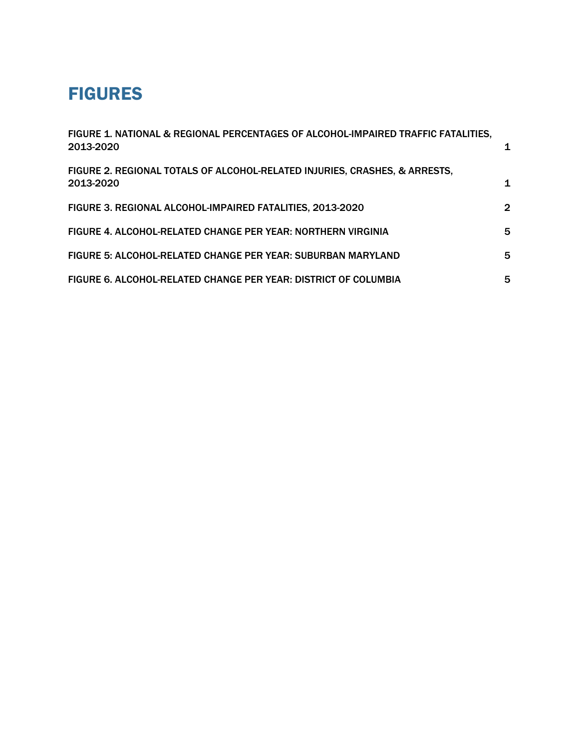# FIGURES

FIGURE 1. NATIONAL & REGIONAL PERCENTAGES OF ALCOHOL-IMPAIRED TRAFFIC FATALITIES, 2013-2020 1

FIGURE 2. REGIONAL TOTALS OF ALCOHOL-RELATED INJURIES, CRASHES, & ARRESTS, 2013-2020 1

FIGURE 3. REGIONAL ALCOHOL-IMPAIRED FATALITIES, 2013-2020 2

FIGURE 4. ALCOHOL-RELATED CHANGE PER YEAR: NORTHERN VIRGINIA 5

FIGURE 5: ALCOHOL-RELATED CHANGE PER YEAR: SUBURBAN MARYLAND 5

FIGURE 6. ALCOHOL-RELATED CHANGE PER YEAR: DISTRICT OF COLUMBIA 5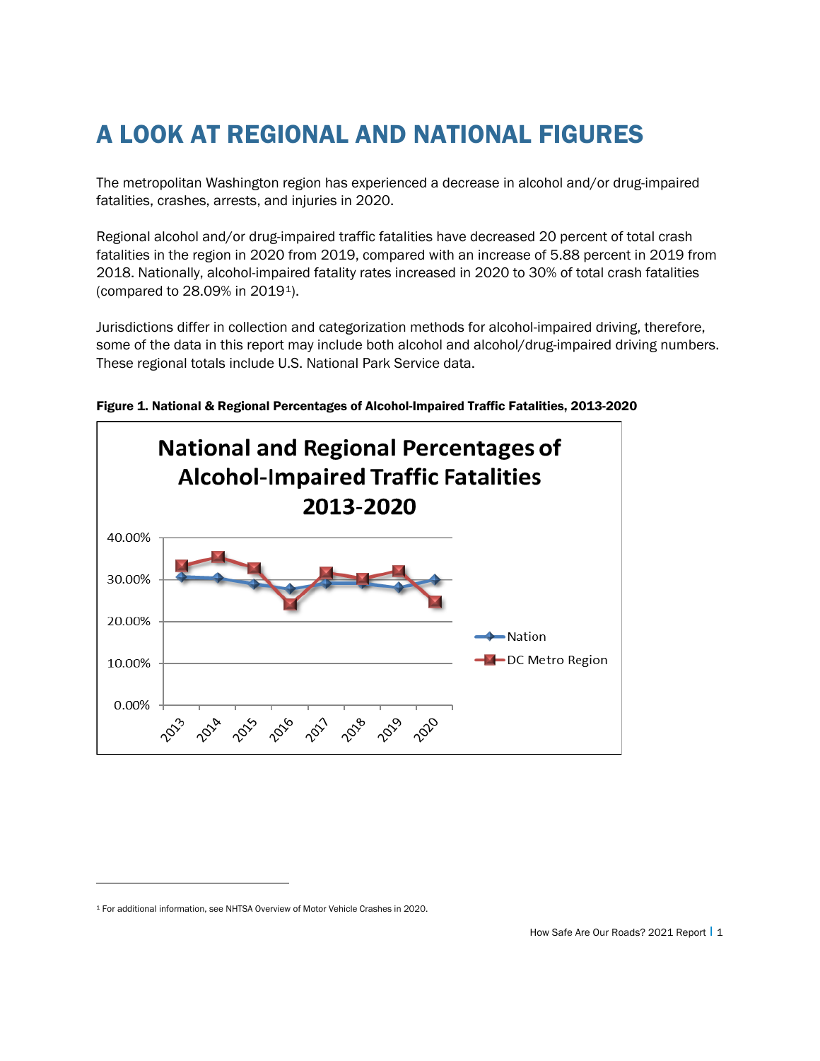# A LOOK AT REGIONAL AND NATIONAL FIGURES

The metropolitan Washington region has experienced a decrease in alcohol and/or drug-impaired fatalities, crashes, arrests, and injuries in 2020.

Regional alcohol and/or drug-impaired traffic fatalities have decreased 20 percent of total crash fatalities in the region in 2020 from 2019, compared with an increase of 5.88 percent in 2019 from 2018. Nationally, alcohol-impaired fatality rates increased in 2020 to 30% of total crash fatalities (compared to 28.09% in 2019[1]).

Jurisdictions differ in collection and categorization methods for alcohol-impaired driving, therefore, some of the data in this report may include both alcohol and alcohol/drug-impaired driving numbers. These regional totals include U.S. National Park Service data.

**Figure 1. National & Regional Percentages of Alcohol-Impaired Traffic Fatalities, 2013-2020**

[1] For additional information, see NHTSA Overview of Motor Vehicle Crashes in 2020.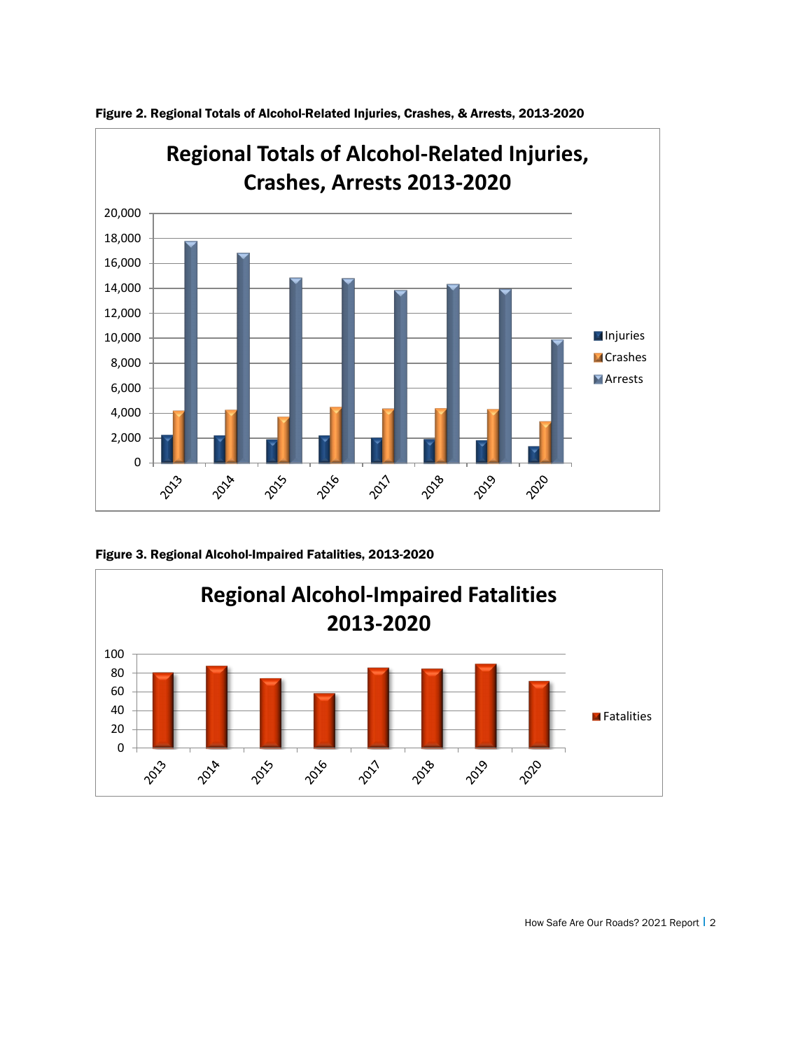**Figure 2. Regional Totals of Alcohol-Related Injuries, Crashes, & Arrests, 2013-2020**

**Figure 3. Regional Alcohol-Impaired Fatalities, 2013-2020**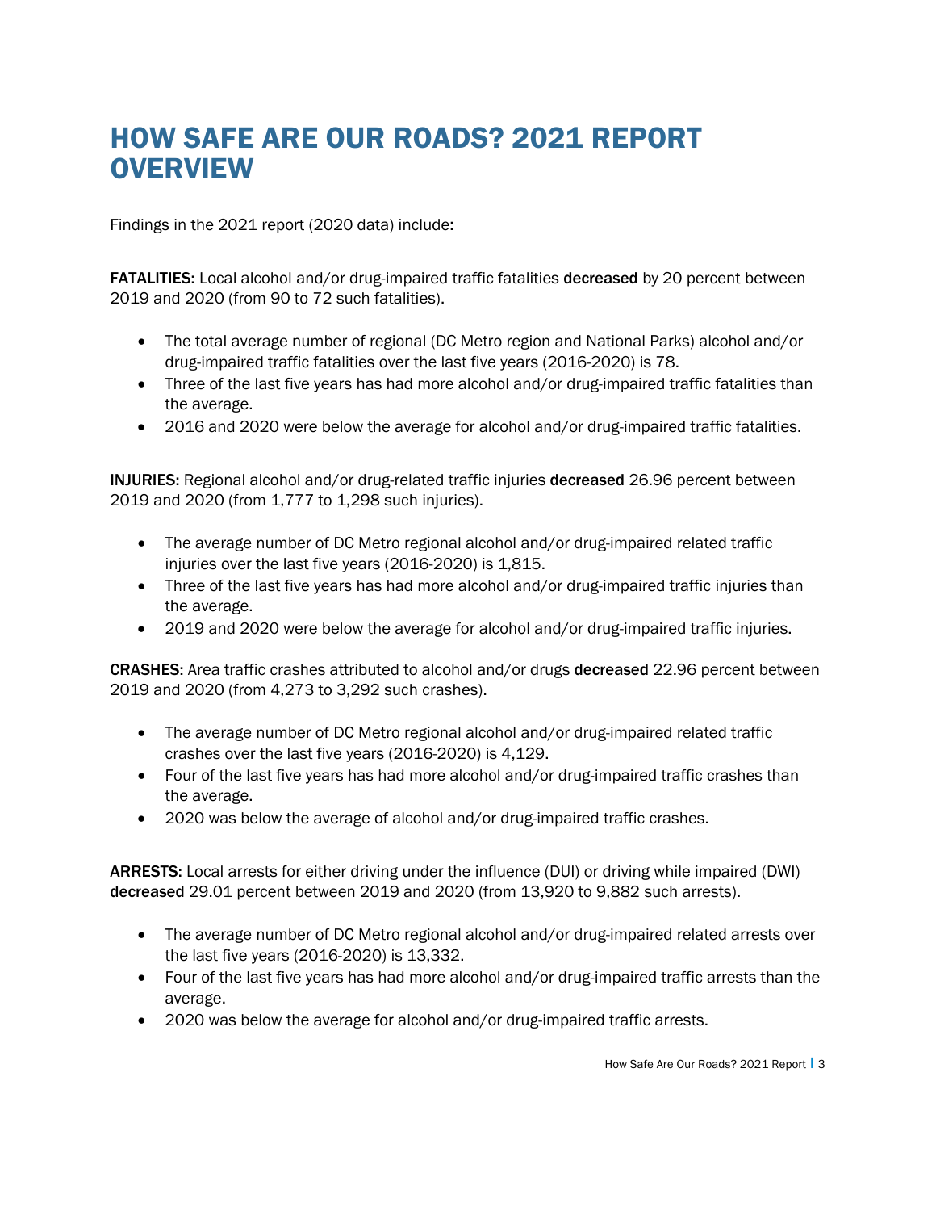# HOW SAFE ARE OUR ROADS? 2021 REPORT OVERVIEW

Findings in the 2021 report (2020 data) include:

**FATALITIES:** Local alcohol and/or drug-impaired traffic fatalities **decreased** by 20 percent between 2019 and 2020 (from 90 to 72 such fatalities).

- The total average number of regional (DC Metro region and National Parks) alcohol and/or drug-impaired traffic fatalities over the last five years (2016-2020) is 78.
- Three of the last five years has had more alcohol and/or drug-impaired traffic fatalities than the average.
- 2016 and 2020 were below the average for alcohol and/or drug-impaired traffic fatalities.

**INJURIES:** Regional alcohol and/or drug-related traffic injuries **decreased** 26.96 percent between 2019 and 2020 (from 1,777 to 1,298 such injuries).

- The average number of DC Metro regional alcohol and/or drug-impaired related traffic injuries over the last five years (2016-2020) is 1,815.
- Three of the last five years has had more alcohol and/or drug-impaired traffic injuries than the average.
- 2019 and 2020 were below the average for alcohol and/or drug-impaired traffic injuries.

**CRASHES:** Area traffic crashes attributed to alcohol and/or drugs **decreased** 22.96 percent between 2019 and 2020 (from 4,273 to 3,292 such crashes).

- The average number of DC Metro regional alcohol and/or drug-impaired related traffic crashes over the last five years (2016-2020) is 4,129.
- Four of the last five years has had more alcohol and/or drug-impaired traffic crashes than the average.
- 2020 was below the average of alcohol and/or drug-impaired traffic crashes.

**ARRESTS:** Local arrests for either driving under the influence (DUI) or driving while impaired (DWI) **decreased** 29.01 percent between 2019 and 2020 (from 13,920 to 9,882 such arrests).

- The average number of DC Metro regional alcohol and/or drug-impaired related arrests over the last five years (2016-2020) is 13,332.
- Four of the last five years has had more alcohol and/or drug-impaired traffic arrests than the average.
- 2020 was below the average for alcohol and/or drug-impaired traffic arrests.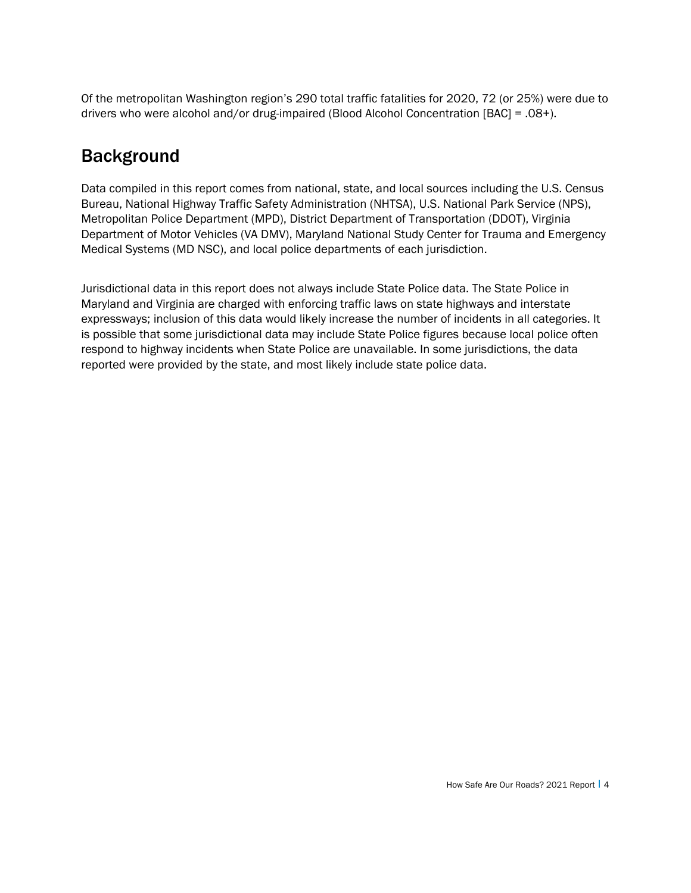Of the metropolitan Washington region's 290 total traffic fatalities for 2020, 72 (or 25%) were due to drivers who were alcohol and/or drug-impaired (Blood Alcohol Concentration [BAC] = .08+).

## Background

Data compiled in this report comes from national, state, and local sources including the U.S. Census Bureau, National Highway Traffic Safety Administration (NHTSA), U.S. National Park Service (NPS), Metropolitan Police Department (MPD), District Department of Transportation (DDOT), Virginia Department of Motor Vehicles (VA DMV), Maryland National Study Center for Trauma and Emergency Medical Systems (MD NSC), and local police departments of each jurisdiction.

Jurisdictional data in this report does not always include State Police data. The State Police in Maryland and Virginia are charged with enforcing traffic laws on state highways and interstate expressways; inclusion of this data would likely increase the number of incidents in all categories. It is possible that some jurisdictional data may include State Police figures because local police often respond to highway incidents when State Police are unavailable. In some jurisdictions, the data reported were provided by the state, and most likely include state police data.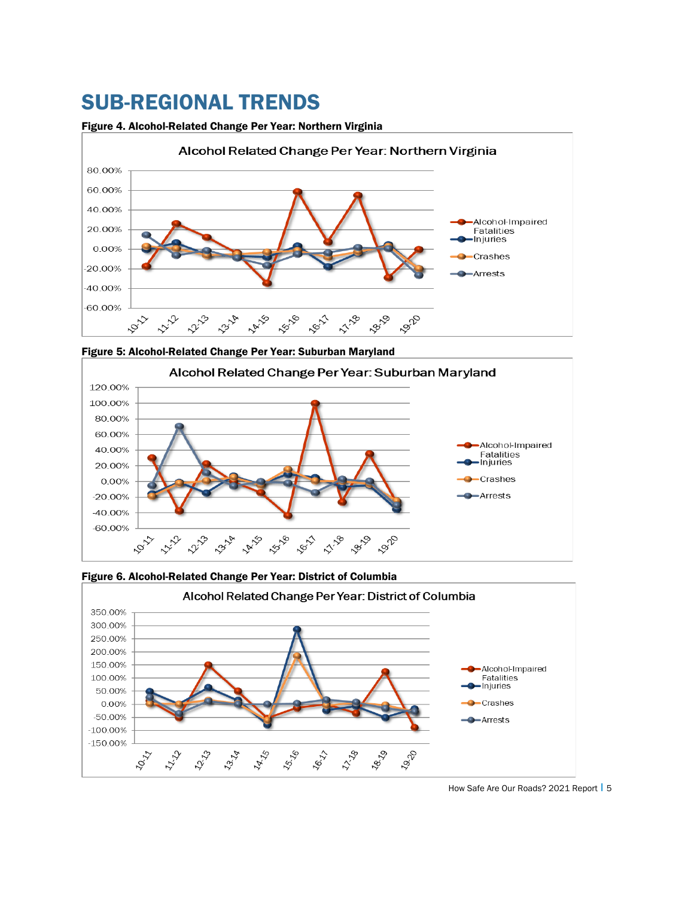# SUB-REGIONAL TRENDS

**Figure 4. Alcohol-Related Change Per Year: Northern Virginia**

**Figure 5: Alcohol-Related Change Per Year: Suburban Maryland**

**Figure 6. Alcohol-Related Change Per Year: District of Columbia**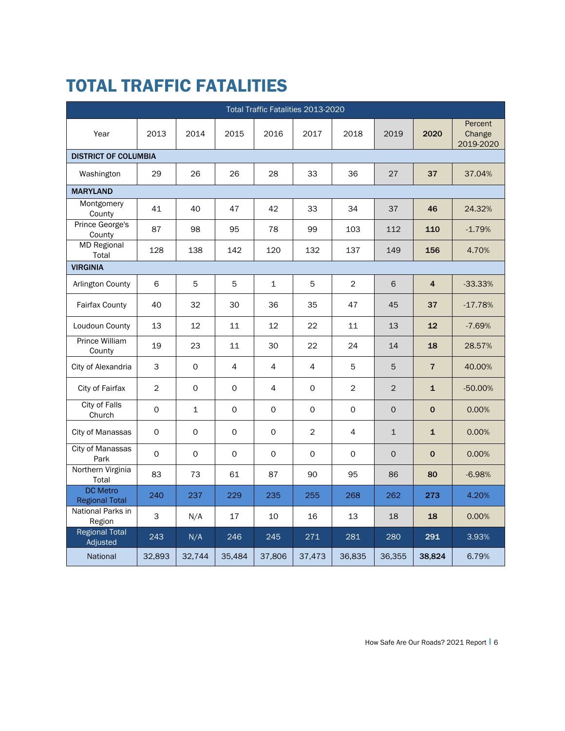# TOTAL TRAFFIC FATALITIES

| Total Traffic Fatalities 2013-2020 | | | | | | | | | |
|---|---|---|---|---|---|---|---|---|---|
| Year | 2013 | 2014 | 2015 | 2016 | 2017 | 2018 | 2019 | **2020** | Percent Change 2019-2020 |
| **DISTRICT OF COLUMBIA** | | | | | | | | | |
| Washington | 29 | 26 | 26 | 28 | 33 | 36 | 27 | **37** | 37.04% |
| **MARYLAND** | | | | | | | | | |
| Montgomery County | 41 | 40 | 47 | 42 | 33 | 34 | 37 | **46** | 24.32% |
| Prince George's County | 87 | 98 | 95 | 78 | 99 | 103 | 112 | **110** | -1.79% |
| MD Regional Total | 128 | 138 | 142 | 120 | 132 | 137 | 149 | **156** | 4.70% |
| **VIRGINIA** | | | | | | | | | |
| Arlington County | 6 | 5 | 5 | 1 | 5 | 2 | 6 | **4** | -33.33% |
| Fairfax County | 40 | 32 | 30 | 36 | 35 | 47 | 45 | **37** | -17.78% |
| Loudoun County | 13 | 12 | 11 | 12 | 22 | 11 | 13 | **12** | -7.69% |
| Prince William County | 19 | 23 | 11 | 30 | 22 | 24 | 14 | **18** | 28.57% |
| City of Alexandria | 3 | 0 | 4 | 4 | 4 | 5 | 5 | **7** | 40.00% |
| City of Fairfax | 2 | 0 | 0 | 4 | 0 | 2 | 2 | **1** | -50.00% |
| City of Falls Church | 0 | 1 | 0 | 0 | 0 | 0 | 0 | **0** | 0.00% |
| City of Manassas | 0 | 0 | 0 | 0 | 2 | 4 | 1 | **1** | 0.00% |
| City of Manassas Park | 0 | 0 | 0 | 0 | 0 | 0 | 0 | **0** | 0.00% |
| Northern Virginia Total | 83 | 73 | 61 | 87 | 90 | 95 | 86 | **80** | -6.98% |
| DC Metro Regional Total | 240 | 237 | 229 | 235 | 255 | 268 | 262 | **273** | 4.20% |
| National Parks in Region | 3 | N/A | 17 | 10 | 16 | 13 | 18 | **18** | 0.00% |
| Regional Total Adjusted | 243 | N/A | 246 | 245 | 271 | 281 | 280 | **291** | 3.93% |
| National | 32,893 | 32,744 | 35,484 | 37,806 | 37,473 | 36,835 | 36,355 | **38,824** | 6.79% |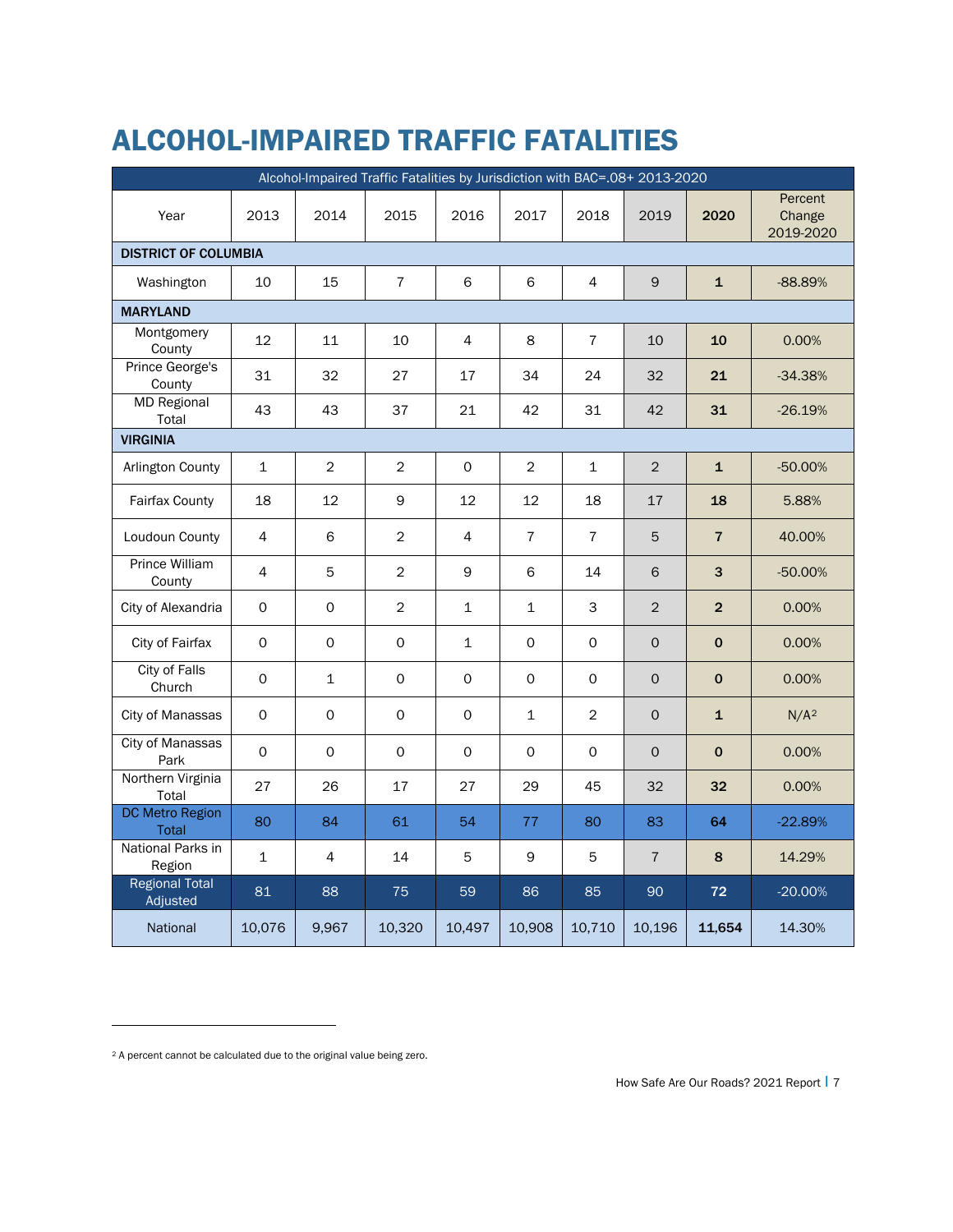# ALCOHOL-IMPAIRED TRAFFIC FATALITIES

| Alcohol-Impaired Traffic Fatalities by Jurisdiction with BAC=.08+ 2013-2020 | | | | | | | | | |
|---|---|---|---|---|---|---|---|---|---|
| Year | 2013 | 2014 | 2015 | 2016 | 2017 | 2018 | 2019 | **2020** | Percent Change 2019-2020 |
| **DISTRICT OF COLUMBIA** | | | | | | | | | |
| Washington | 10 | 15 | 7 | 6 | 6 | 4 | 9 | **1** | -88.89% |
| **MARYLAND** | | | | | | | | | |
| Montgomery County | 12 | 11 | 10 | 4 | 8 | 7 | 10 | **10** | 0.00% |
| Prince George's County | 31 | 32 | 27 | 17 | 34 | 24 | 32 | **21** | -34.38% |
| MD Regional Total | 43 | 43 | 37 | 21 | 42 | 31 | 42 | **31** | -26.19% |
| **VIRGINIA** | | | | | | | | | |
| Arlington County | 1 | 2 | 2 | 0 | 2 | 1 | 2 | **1** | -50.00% |
| Fairfax County | 18 | 12 | 9 | 12 | 12 | 18 | 17 | **18** | 5.88% |
| Loudoun County | 4 | 6 | 2 | 4 | 7 | 7 | 5 | **7** | 40.00% |
| Prince William County | 4 | 5 | 2 | 9 | 6 | 14 | 6 | **3** | -50.00% |
| City of Alexandria | 0 | 0 | 2 | 1 | 1 | 3 | 2 | **2** | 0.00% |
| City of Fairfax | 0 | 0 | 0 | 1 | 0 | 0 | 0 | **0** | 0.00% |
| City of Falls Church | 0 | 1 | 0 | 0 | 0 | 0 | 0 | **0** | 0.00% |
| City of Manassas | 0 | 0 | 0 | 0 | 1 | 2 | 0 | **1** | N/A[2] |
| City of Manassas Park | 0 | 0 | 0 | 0 | 0 | 0 | 0 | **0** | 0.00% |
| Northern Virginia Total | 27 | 26 | 17 | 27 | 29 | 45 | 32 | **32** | 0.00% |
| DC Metro Region Total | 80 | 84 | 61 | 54 | 77 | 80 | 83 | **64** | -22.89% |
| National Parks in Region | 1 | 4 | 14 | 5 | 9 | 5 | 7 | **8** | 14.29% |
| Regional Total Adjusted | 81 | 88 | 75 | 59 | 86 | 85 | 90 | **72** | -20.00% |
| National | 10,076 | 9,967 | 10,320 | 10,497 | 10,908 | 10,710 | 10,196 | **11,654** | 14.30% |

[2] A percent cannot be calculated due to the original value being zero.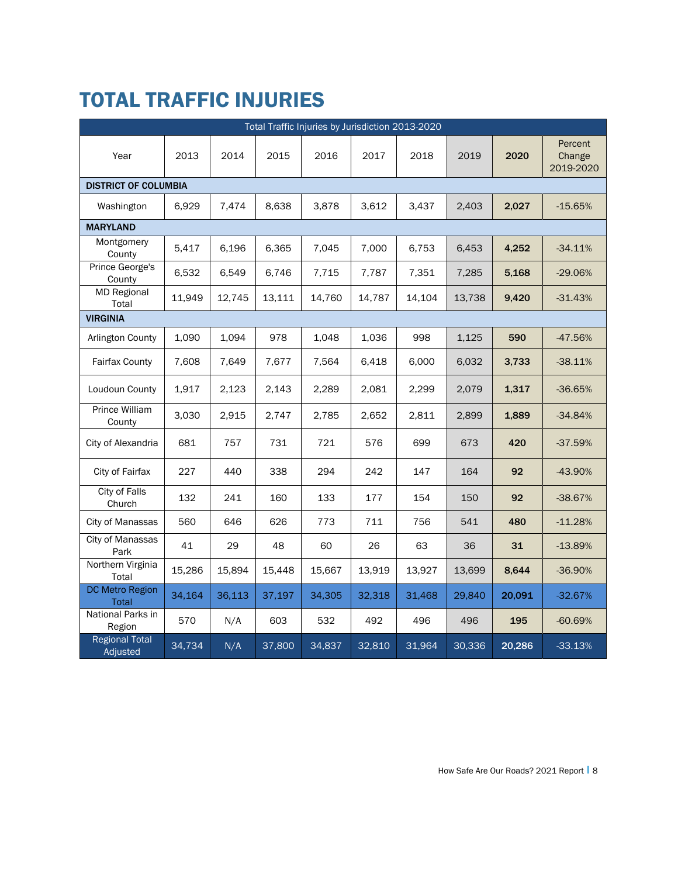# TOTAL TRAFFIC INJURIES

| Total Traffic Injuries by Jurisdiction 2013-2020 | | | | | | | | | |
|---|---|---|---|---|---|---|---|---|---|
| Year | 2013 | 2014 | 2015 | 2016 | 2017 | 2018 | 2019 | **2020** | Percent Change 2019-2020 |
| **DISTRICT OF COLUMBIA** | | | | | | | | | |
| Washington | 6,929 | 7,474 | 8,638 | 3,878 | 3,612 | 3,437 | 2,403 | **2,027** | -15.65% |
| **MARYLAND** | | | | | | | | | |
| Montgomery County | 5,417 | 6,196 | 6,365 | 7,045 | 7,000 | 6,753 | 6,453 | **4,252** | -34.11% |
| Prince George's County | 6,532 | 6,549 | 6,746 | 7,715 | 7,787 | 7,351 | 7,285 | **5,168** | -29.06% |
| MD Regional Total | 11,949 | 12,745 | 13,111 | 14,760 | 14,787 | 14,104 | 13,738 | **9,420** | -31.43% |
| **VIRGINIA** | | | | | | | | | |
| Arlington County | 1,090 | 1,094 | 978 | 1,048 | 1,036 | 998 | 1,125 | **590** | -47.56% |
| Fairfax County | 7,608 | 7,649 | 7,677 | 7,564 | 6,418 | 6,000 | 6,032 | **3,733** | -38.11% |
| Loudoun County | 1,917 | 2,123 | 2,143 | 2,289 | 2,081 | 2,299 | 2,079 | **1,317** | -36.65% |
| Prince William County | 3,030 | 2,915 | 2,747 | 2,785 | 2,652 | 2,811 | 2,899 | **1,889** | -34.84% |
| City of Alexandria | 681 | 757 | 731 | 721 | 576 | 699 | 673 | **420** | -37.59% |
| City of Fairfax | 227 | 440 | 338 | 294 | 242 | 147 | 164 | **92** | -43.90% |
| City of Falls Church | 132 | 241 | 160 | 133 | 177 | 154 | 150 | **92** | -38.67% |
| City of Manassas | 560 | 646 | 626 | 773 | 711 | 756 | 541 | **480** | -11.28% |
| City of Manassas Park | 41 | 29 | 48 | 60 | 26 | 63 | 36 | **31** | -13.89% |
| Northern Virginia Total | 15,286 | 15,894 | 15,448 | 15,667 | 13,919 | 13,927 | 13,699 | **8,644** | -36.90% |
| DC Metro Region Total | 34,164 | 36,113 | 37,197 | 34,305 | 32,318 | 31,468 | 29,840 | **20,091** | -32.67% |
| National Parks in Region | 570 | N/A | 603 | 532 | 492 | 496 | 496 | **195** | -60.69% |
| Regional Total Adjusted | 34,734 | N/A | 37,800 | 34,837 | 32,810 | 31,964 | 30,336 | **20,286** | -33.13% |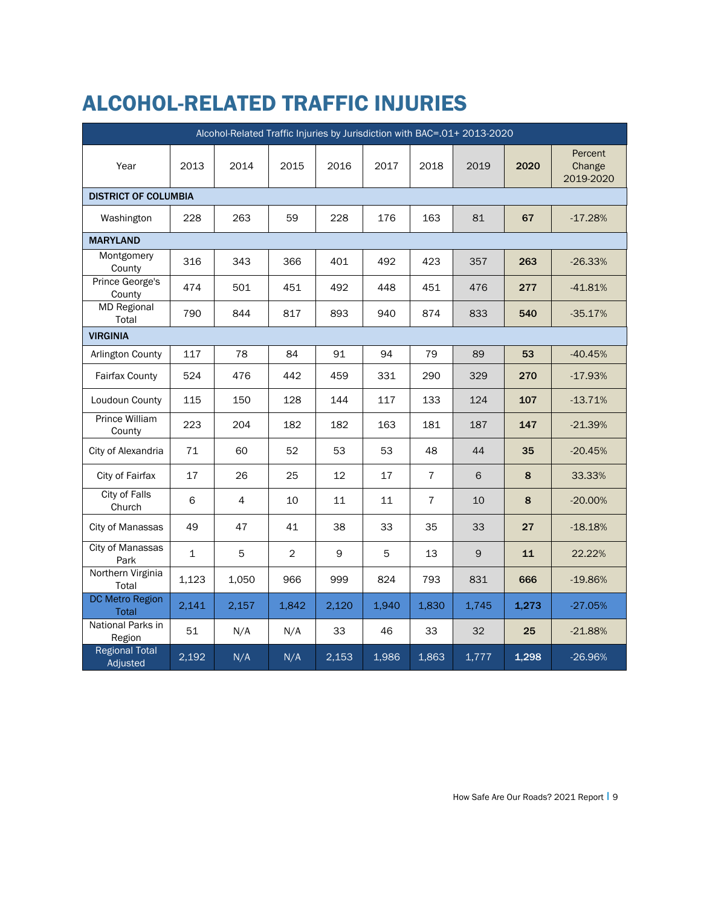# ALCOHOL-RELATED TRAFFIC INJURIES

| Alcohol-Related Traffic Injuries by Jurisdiction with BAC=.01+ 2013-2020 | | | | | | | | | |
|---|---|---|---|---|---|---|---|---|---|
| Year | 2013 | 2014 | 2015 | 2016 | 2017 | 2018 | 2019 | **2020** | Percent Change 2019-2020 |
| **DISTRICT OF COLUMBIA** | | | | | | | | | |
| Washington | 228 | 263 | 59 | 228 | 176 | 163 | 81 | **67** | -17.28% |
| **MARYLAND** | | | | | | | | | |
| Montgomery County | 316 | 343 | 366 | 401 | 492 | 423 | 357 | **263** | -26.33% |
| Prince George's County | 474 | 501 | 451 | 492 | 448 | 451 | 476 | **277** | -41.81% |
| MD Regional Total | 790 | 844 | 817 | 893 | 940 | 874 | 833 | **540** | -35.17% |
| **VIRGINIA** | | | | | | | | | |
| Arlington County | 117 | 78 | 84 | 91 | 94 | 79 | 89 | **53** | -40.45% |
| Fairfax County | 524 | 476 | 442 | 459 | 331 | 290 | 329 | **270** | -17.93% |
| Loudoun County | 115 | 150 | 128 | 144 | 117 | 133 | 124 | **107** | -13.71% |
| Prince William County | 223 | 204 | 182 | 182 | 163 | 181 | 187 | **147** | -21.39% |
| City of Alexandria | 71 | 60 | 52 | 53 | 53 | 48 | 44 | **35** | -20.45% |
| City of Fairfax | 17 | 26 | 25 | 12 | 17 | 7 | 6 | **8** | 33.33% |
| City of Falls Church | 6 | 4 | 10 | 11 | 11 | 7 | 10 | **8** | -20.00% |
| City of Manassas | 49 | 47 | 41 | 38 | 33 | 35 | 33 | **27** | -18.18% |
| City of Manassas Park | 1 | 5 | 2 | 9 | 5 | 13 | 9 | **11** | 22.22% |
| Northern Virginia Total | 1,123 | 1,050 | 966 | 999 | 824 | 793 | 831 | **666** | -19.86% |
| DC Metro Region Total | 2,141 | 2,157 | 1,842 | 2,120 | 1,940 | 1,830 | 1,745 | **1,273** | -27.05% |
| National Parks in Region | 51 | N/A | N/A | 33 | 46 | 33 | 32 | **25** | -21.88% |
| Regional Total Adjusted | 2,192 | N/A | N/A | 2,153 | 1,986 | 1,863 | 1,777 | **1,298** | -26.96% |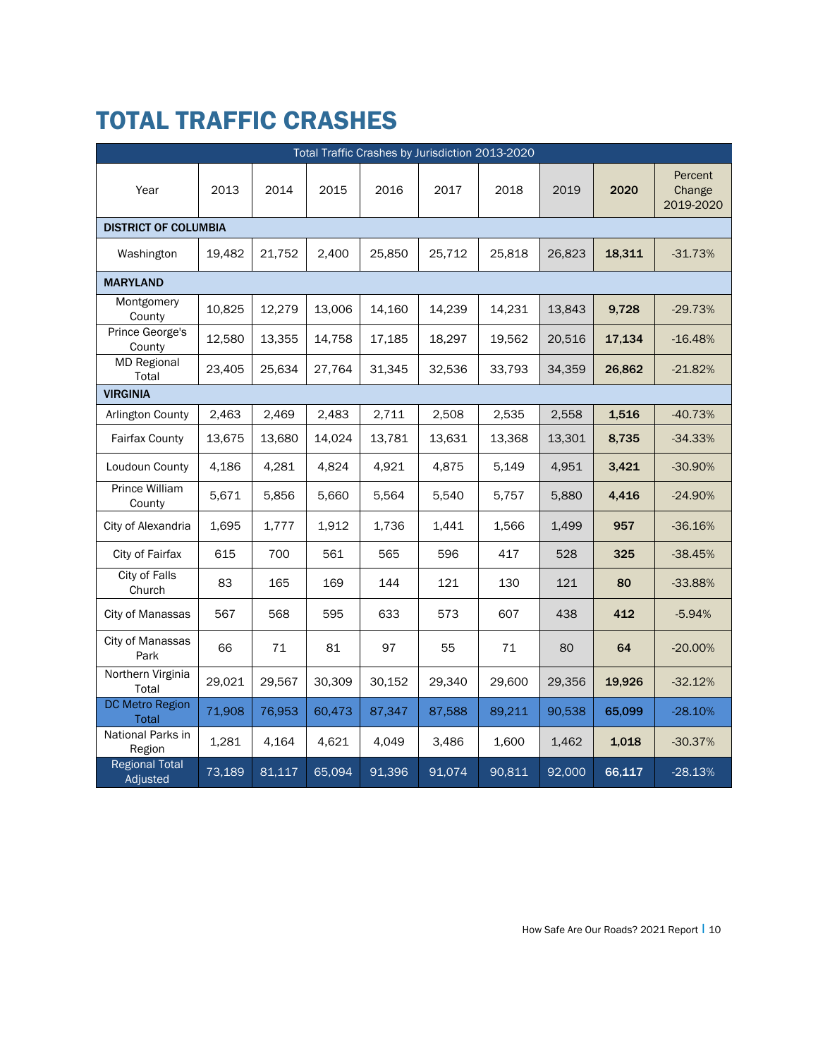# TOTAL TRAFFIC CRASHES

| Total Traffic Crashes by Jurisdiction 2013-2020 | | | | | | | | | |
|---|---|---|---|---|---|---|---|---|---|
| Year | 2013 | 2014 | 2015 | 2016 | 2017 | 2018 | 2019 | **2020** | Percent Change 2019-2020 |
| **DISTRICT OF COLUMBIA** | | | | | | | | | |
| Washington | 19,482 | 21,752 | 2,400 | 25,850 | 25,712 | 25,818 | 26,823 | **18,311** | -31.73% |
| **MARYLAND** | | | | | | | | | |
| Montgomery County | 10,825 | 12,279 | 13,006 | 14,160 | 14,239 | 14,231 | 13,843 | **9,728** | -29.73% |
| Prince George's County | 12,580 | 13,355 | 14,758 | 17,185 | 18,297 | 19,562 | 20,516 | **17,134** | -16.48% |
| MD Regional Total | 23,405 | 25,634 | 27,764 | 31,345 | 32,536 | 33,793 | 34,359 | **26,862** | -21.82% |
| **VIRGINIA** | | | | | | | | | |
| Arlington County | 2,463 | 2,469 | 2,483 | 2,711 | 2,508 | 2,535 | 2,558 | **1,516** | -40.73% |
| Fairfax County | 13,675 | 13,680 | 14,024 | 13,781 | 13,631 | 13,368 | 13,301 | **8,735** | -34.33% |
| Loudoun County | 4,186 | 4,281 | 4,824 | 4,921 | 4,875 | 5,149 | 4,951 | **3,421** | -30.90% |
| Prince William County | 5,671 | 5,856 | 5,660 | 5,564 | 5,540 | 5,757 | 5,880 | **4,416** | -24.90% |
| City of Alexandria | 1,695 | 1,777 | 1,912 | 1,736 | 1,441 | 1,566 | 1,499 | **957** | -36.16% |
| City of Fairfax | 615 | 700 | 561 | 565 | 596 | 417 | 528 | **325** | -38.45% |
| City of Falls Church | 83 | 165 | 169 | 144 | 121 | 130 | 121 | **80** | -33.88% |
| City of Manassas | 567 | 568 | 595 | 633 | 573 | 607 | 438 | **412** | -5.94% |
| City of Manassas Park | 66 | 71 | 81 | 97 | 55 | 71 | 80 | **64** | -20.00% |
| Northern Virginia Total | 29,021 | 29,567 | 30,309 | 30,152 | 29,340 | 29,600 | 29,356 | **19,926** | -32.12% |
| DC Metro Region Total | 71,908 | 76,953 | 60,473 | 87,347 | 87,588 | 89,211 | 90,538 | **65,099** | -28.10% |
| National Parks in Region | 1,281 | 4,164 | 4,621 | 4,049 | 3,486 | 1,600 | 1,462 | **1,018** | -30.37% |
| Regional Total Adjusted | 73,189 | 81,117 | 65,094 | 91,396 | 91,074 | 90,811 | 92,000 | **66,117** | -28.13% |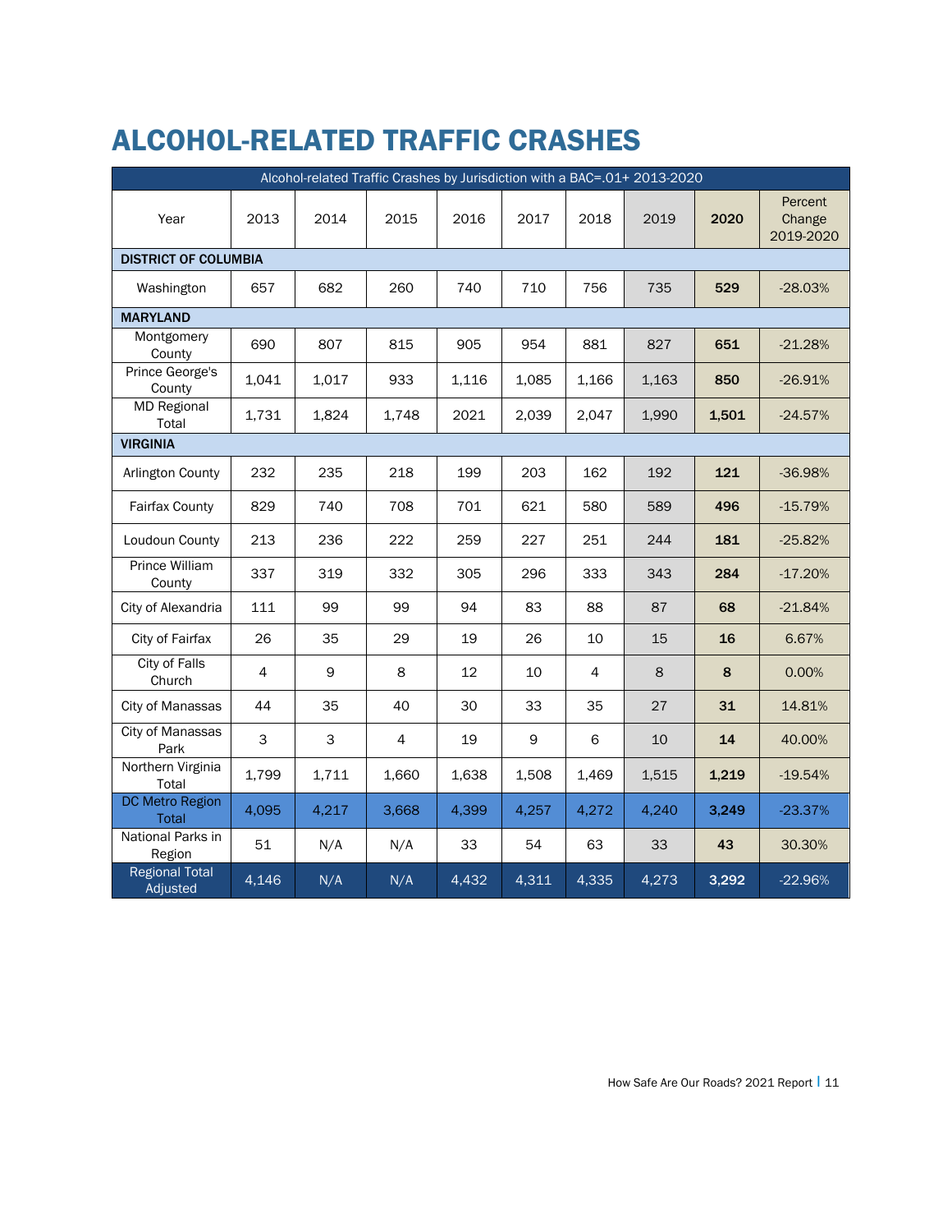# ALCOHOL-RELATED TRAFFIC CRASHES

| Alcohol-related Traffic Crashes by Jurisdiction with a BAC=.01+ 2013-2020 | | | | | | | | | |
|---|---|---|---|---|---|---|---|---|---|
| Year | 2013 | 2014 | 2015 | 2016 | 2017 | 2018 | 2019 | **2020** | Percent Change 2019-2020 |
| **DISTRICT OF COLUMBIA** | | | | | | | | | |
| Washington | 657 | 682 | 260 | 740 | 710 | 756 | 735 | **529** | -28.03% |
| **MARYLAND** | | | | | | | | | |
| Montgomery County | 690 | 807 | 815 | 905 | 954 | 881 | 827 | **651** | -21.28% |
| Prince George's County | 1,041 | 1,017 | 933 | 1,116 | 1,085 | 1,166 | 1,163 | **850** | -26.91% |
| MD Regional Total | 1,731 | 1,824 | 1,748 | 2021 | 2,039 | 2,047 | 1,990 | **1,501** | -24.57% |
| **VIRGINIA** | | | | | | | | | |
| Arlington County | 232 | 235 | 218 | 199 | 203 | 162 | 192 | **121** | -36.98% |
| Fairfax County | 829 | 740 | 708 | 701 | 621 | 580 | 589 | **496** | -15.79% |
| Loudoun County | 213 | 236 | 222 | 259 | 227 | 251 | 244 | **181** | -25.82% |
| Prince William County | 337 | 319 | 332 | 305 | 296 | 333 | 343 | **284** | -17.20% |
| City of Alexandria | 111 | 99 | 99 | 94 | 83 | 88 | 87 | **68** | -21.84% |
| City of Fairfax | 26 | 35 | 29 | 19 | 26 | 10 | 15 | **16** | 6.67% |
| City of Falls Church | 4 | 9 | 8 | 12 | 10 | 4 | 8 | **8** | 0.00% |
| City of Manassas | 44 | 35 | 40 | 30 | 33 | 35 | 27 | **31** | 14.81% |
| City of Manassas Park | 3 | 3 | 4 | 19 | 9 | 6 | 10 | **14** | 40.00% |
| Northern Virginia Total | 1,799 | 1,711 | 1,660 | 1,638 | 1,508 | 1,469 | 1,515 | **1,219** | -19.54% |
| DC Metro Region Total | 4,095 | 4,217 | 3,668 | 4,399 | 4,257 | 4,272 | 4,240 | **3,249** | -23.37% |
| National Parks in Region | 51 | N/A | N/A | 33 | 54 | 63 | 33 | **43** | 30.30% |
| Regional Total Adjusted | 4,146 | N/A | N/A | 4,432 | 4,311 | 4,335 | 4,273 | **3,292** | -22.96% |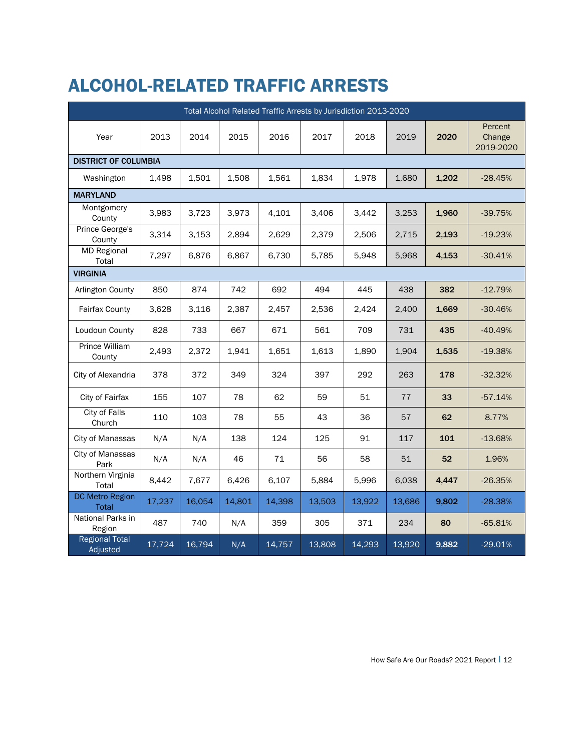# ALCOHOL-RELATED TRAFFIC ARRESTS

| Total Alcohol Related Traffic Arrests by Jurisdiction 2013-2020 | | | | | | | | | |
|---|---|---|---|---|---|---|---|---|---|
| Year | 2013 | 2014 | 2015 | 2016 | 2017 | 2018 | 2019 | **2020** | Percent Change 2019-2020 |
| **DISTRICT OF COLUMBIA** | | | | | | | | | |
| Washington | 1,498 | 1,501 | 1,508 | 1,561 | 1,834 | 1,978 | 1,680 | **1,202** | -28.45% |
| **MARYLAND** | | | | | | | | | |
| Montgomery County | 3,983 | 3,723 | 3,973 | 4,101 | 3,406 | 3,442 | 3,253 | **1,960** | -39.75% |
| Prince George's County | 3,314 | 3,153 | 2,894 | 2,629 | 2,379 | 2,506 | 2,715 | **2,193** | -19.23% |
| MD Regional Total | 7,297 | 6,876 | 6,867 | 6,730 | 5,785 | 5,948 | 5,968 | **4,153** | -30.41% |
| **VIRGINIA** | | | | | | | | | |
| Arlington County | 850 | 874 | 742 | 692 | 494 | 445 | 438 | **382** | -12.79% |
| Fairfax County | 3,628 | 3,116 | 2,387 | 2,457 | 2,536 | 2,424 | 2,400 | **1,669** | -30.46% |
| Loudoun County | 828 | 733 | 667 | 671 | 561 | 709 | 731 | **435** | -40.49% |
| Prince William County | 2,493 | 2,372 | 1,941 | 1,651 | 1,613 | 1,890 | 1,904 | **1,535** | -19.38% |
| City of Alexandria | 378 | 372 | 349 | 324 | 397 | 292 | 263 | **178** | -32.32% |
| City of Fairfax | 155 | 107 | 78 | 62 | 59 | 51 | 77 | **33** | -57.14% |
| City of Falls Church | 110 | 103 | 78 | 55 | 43 | 36 | 57 | **62** | 8.77% |
| City of Manassas | N/A | N/A | 138 | 124 | 125 | 91 | 117 | **101** | -13.68% |
| City of Manassas Park | N/A | N/A | 46 | 71 | 56 | 58 | 51 | **52** | 1.96% |
| Northern Virginia Total | 8,442 | 7,677 | 6,426 | 6,107 | 5,884 | 5,996 | 6,038 | **4,447** | -26.35% |
| DC Metro Region Total | 17,237 | 16,054 | 14,801 | 14,398 | 13,503 | 13,922 | 13,686 | **9,802** | -28.38% |
| National Parks in Region | 487 | 740 | N/A | 359 | 305 | 371 | 234 | **80** | -65.81% |
| Regional Total Adjusted | 17,724 | 16,794 | N/A | 14,757 | 13,808 | 14,293 | 13,920 | **9,882** | -29.01% |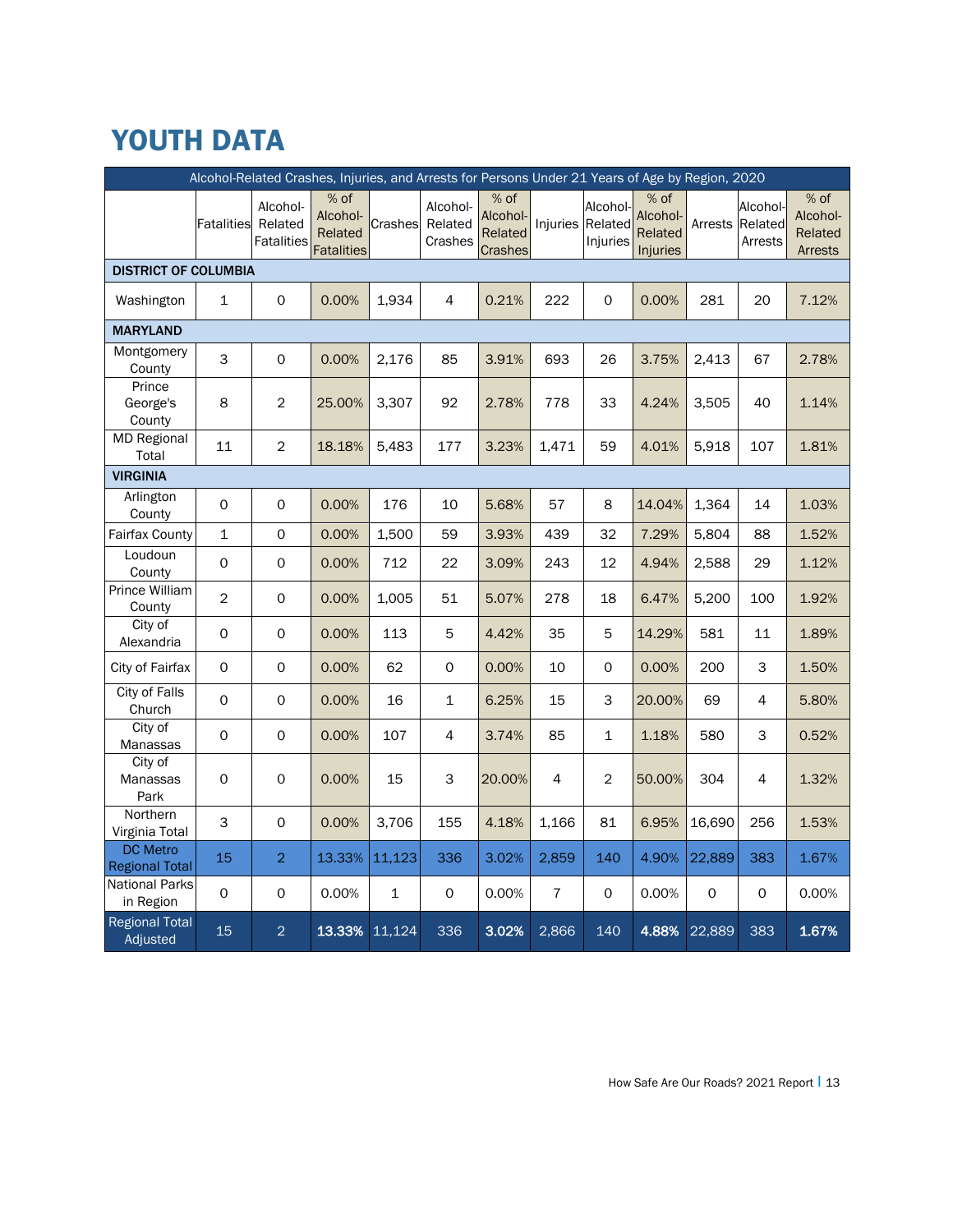# YOUTH DATA

| Alcohol-Related Crashes, Injuries, and Arrests for Persons Under 21 Years of Age by Region, 2020 | | | | | | | | | | | | |
|---|---|---|---|---|---|---|---|---|---|---|---|---|
| | Fatalities | Alcohol-Related Fatalities | % of Alcohol-Related Fatalities | Crashes | Alcohol-Related Crashes | % of Alcohol-Related Crashes | Injuries | Alcohol-Related Injuries | % of Alcohol-Related Injuries | Arrests | Alcohol-Related Arrests | % of Alcohol-Related Arrests |
| **DISTRICT OF COLUMBIA** | | | | | | | | | | | | |
| Washington | 1 | 0 | 0.00% | 1,934 | 4 | 0.21% | 222 | 0 | 0.00% | 281 | 20 | 7.12% |
| **MARYLAND** | | | | | | | | | | | | |
| Montgomery County | 3 | 0 | 0.00% | 2,176 | 85 | 3.91% | 693 | 26 | 3.75% | 2,413 | 67 | 2.78% |
| Prince George's County | 8 | 2 | 25.00% | 3,307 | 92 | 2.78% | 778 | 33 | 4.24% | 3,505 | 40 | 1.14% |
| MD Regional Total | 11 | 2 | 18.18% | 5,483 | 177 | 3.23% | 1,471 | 59 | 4.01% | 5,918 | 107 | 1.81% |
| **VIRGINIA** | | | | | | | | | | | | |
| Arlington County | 0 | 0 | 0.00% | 176 | 10 | 5.68% | 57 | 8 | 14.04% | 1,364 | 14 | 1.03% |
| Fairfax County | 1 | 0 | 0.00% | 1,500 | 59 | 3.93% | 439 | 32 | 7.29% | 5,804 | 88 | 1.52% |
| Loudoun County | 0 | 0 | 0.00% | 712 | 22 | 3.09% | 243 | 12 | 4.94% | 2,588 | 29 | 1.12% |
| Prince William County | 2 | 0 | 0.00% | 1,005 | 51 | 5.07% | 278 | 18 | 6.47% | 5,200 | 100 | 1.92% |
| City of Alexandria | 0 | 0 | 0.00% | 113 | 5 | 4.42% | 35 | 5 | 14.29% | 581 | 11 | 1.89% |
| City of Fairfax | 0 | 0 | 0.00% | 62 | 0 | 0.00% | 10 | 0 | 0.00% | 200 | 3 | 1.50% |
| City of Falls Church | 0 | 0 | 0.00% | 16 | 1 | 6.25% | 15 | 3 | 20.00% | 69 | 4 | 5.80% |
| City of Manassas | 0 | 0 | 0.00% | 107 | 4 | 3.74% | 85 | 1 | 1.18% | 580 | 3 | 0.52% |
| City of Manassas Park | 0 | 0 | 0.00% | 15 | 3 | 20.00% | 4 | 2 | 50.00% | 304 | 4 | 1.32% |
| Northern Virginia Total | 3 | 0 | 0.00% | 3,706 | 155 | 4.18% | 1,166 | 81 | 6.95% | 16,690 | 256 | 1.53% |
| DC Metro Regional Total | 15 | 2 | 13.33% | 11,123 | 336 | 3.02% | 2,859 | 140 | 4.90% | 22,889 | 383 | 1.67% |
| National Parks in Region | 0 | 0 | 0.00% | 1 | 0 | 0.00% | 7 | 0 | 0.00% | 0 | 0 | 0.00% |
| Regional Total Adjusted | 15 | 2 | **13.33%** | 11,124 | 336 | **3.02%** | 2,866 | 140 | **4.88%** | 22,889 | 383 | **1.67%** |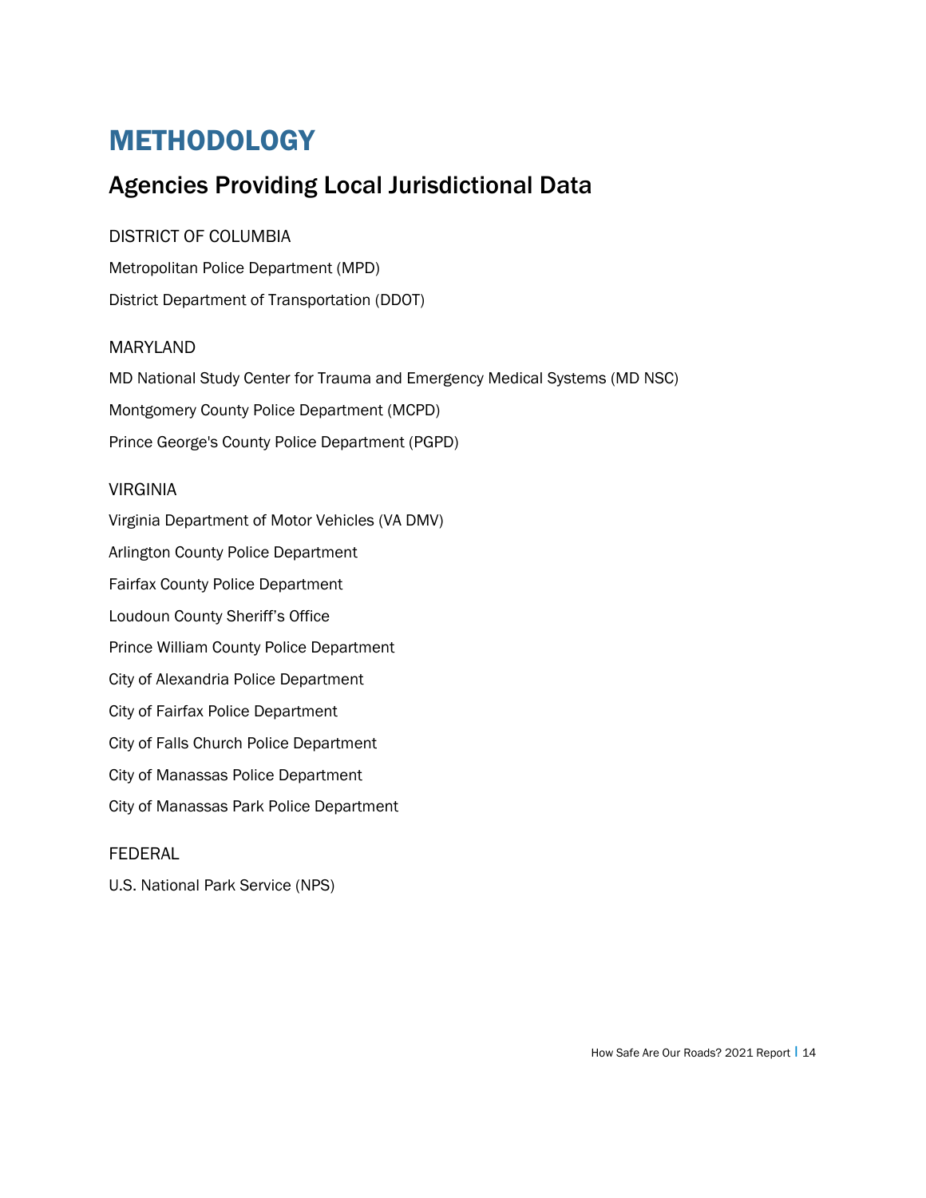# METHODOLOGY

## Agencies Providing Local Jurisdictional Data

DISTRICT OF COLUMBIA

Metropolitan Police Department (MPD)

District Department of Transportation (DDOT)

MARYLAND

MD National Study Center for Trauma and Emergency Medical Systems (MD NSC)

Montgomery County Police Department (MCPD)

Prince George's County Police Department (PGPD)

VIRGINIA

Virginia Department of Motor Vehicles (VA DMV)

Arlington County Police Department

Fairfax County Police Department

Loudoun County Sheriff's Office

Prince William County Police Department

City of Alexandria Police Department

City of Fairfax Police Department

City of Falls Church Police Department

City of Manassas Police Department

City of Manassas Park Police Department

FEDERAL

U.S. National Park Service (NPS)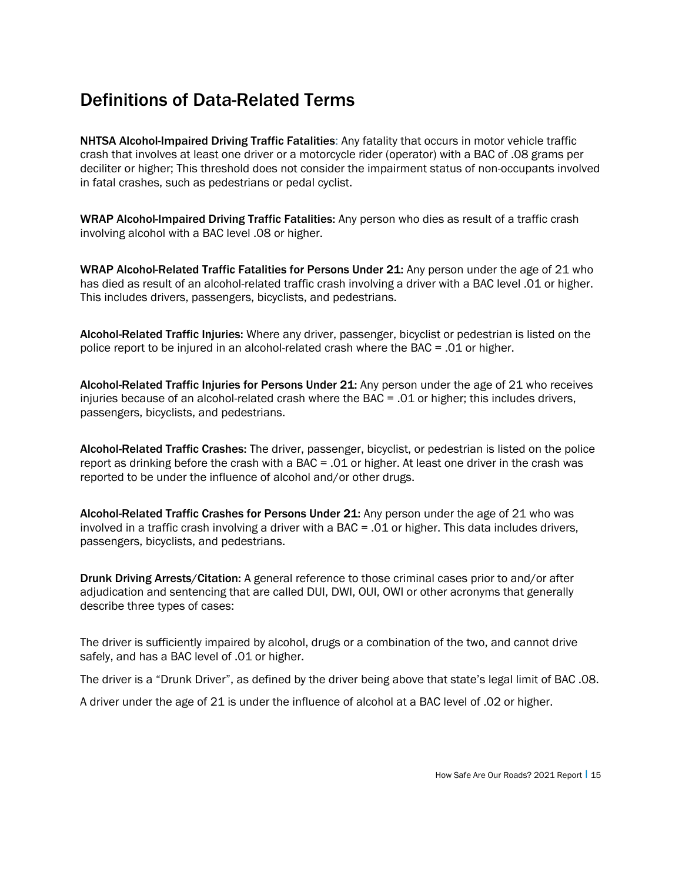## Definitions of Data-Related Terms

**NHTSA Alcohol-Impaired Driving Traffic Fatalities**: Any fatality that occurs in motor vehicle traffic crash that involves at least one driver or a motorcycle rider (operator) with a BAC of .08 grams per deciliter or higher; This threshold does not consider the impairment status of non-occupants involved in fatal crashes, such as pedestrians or pedal cyclist.

**WRAP Alcohol-Impaired Driving Traffic Fatalities:** Any person who dies as result of a traffic crash involving alcohol with a BAC level .08 or higher.

**WRAP Alcohol-Related Traffic Fatalities for Persons Under 21:** Any person under the age of 21 who has died as result of an alcohol-related traffic crash involving a driver with a BAC level .01 or higher. This includes drivers, passengers, bicyclists, and pedestrians.

**Alcohol-Related Traffic Injuries:** Where any driver, passenger, bicyclist or pedestrian is listed on the police report to be injured in an alcohol-related crash where the BAC = .01 or higher.

**Alcohol-Related Traffic Injuries for Persons Under 21:** Any person under the age of 21 who receives injuries because of an alcohol-related crash where the BAC = .01 or higher; this includes drivers, passengers, bicyclists, and pedestrians.

**Alcohol-Related Traffic Crashes:** The driver, passenger, bicyclist, or pedestrian is listed on the police report as drinking before the crash with a BAC = .01 or higher. At least one driver in the crash was reported to be under the influence of alcohol and/or other drugs.

**Alcohol-Related Traffic Crashes for Persons Under 21:** Any person under the age of 21 who was involved in a traffic crash involving a driver with a BAC = .01 or higher. This data includes drivers, passengers, bicyclists, and pedestrians.

**Drunk Driving Arrests/Citation:** A general reference to those criminal cases prior to and/or after adjudication and sentencing that are called DUI, DWI, OUI, OWI or other acronyms that generally describe three types of cases:

The driver is sufficiently impaired by alcohol, drugs or a combination of the two, and cannot drive safely, and has a BAC level of .01 or higher.

The driver is a "Drunk Driver", as defined by the driver being above that state's legal limit of BAC .08.

A driver under the age of 21 is under the influence of alcohol at a BAC level of .02 or higher.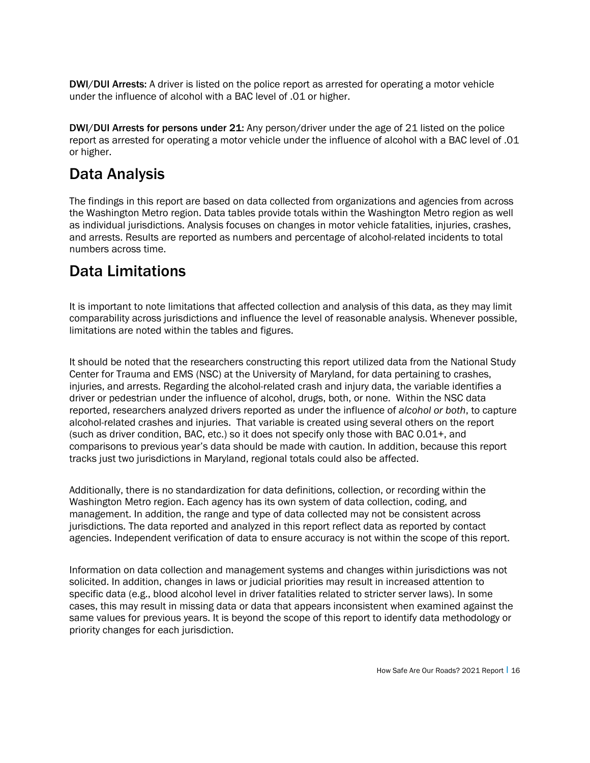**DWI/DUI Arrests:** A driver is listed on the police report as arrested for operating a motor vehicle under the influence of alcohol with a BAC level of .01 or higher.

**DWI/DUI Arrests for persons under 21:** Any person/driver under the age of 21 listed on the police report as arrested for operating a motor vehicle under the influence of alcohol with a BAC level of .01 or higher.

## Data Analysis

The findings in this report are based on data collected from organizations and agencies from across the Washington Metro region. Data tables provide totals within the Washington Metro region as well as individual jurisdictions. Analysis focuses on changes in motor vehicle fatalities, injuries, crashes, and arrests. Results are reported as numbers and percentage of alcohol-related incidents to total numbers across time.

## Data Limitations

It is important to note limitations that affected collection and analysis of this data, as they may limit comparability across jurisdictions and influence the level of reasonable analysis. Whenever possible, limitations are noted within the tables and figures.

It should be noted that the researchers constructing this report utilized data from the National Study Center for Trauma and EMS (NSC) at the University of Maryland, for data pertaining to crashes, injuries, and arrests. Regarding the alcohol-related crash and injury data, the variable identifies a driver or pedestrian under the influence of alcohol, drugs, both, or none. Within the NSC data reported, researchers analyzed drivers reported as under the influence of *alcohol or both*, to capture alcohol-related crashes and injuries. That variable is created using several others on the report (such as driver condition, BAC, etc.) so it does not specify only those with BAC 0.01+, and comparisons to previous year's data should be made with caution. In addition, because this report tracks just two jurisdictions in Maryland, regional totals could also be affected.

Additionally, there is no standardization for data definitions, collection, or recording within the Washington Metro region. Each agency has its own system of data collection, coding, and management. In addition, the range and type of data collected may not be consistent across jurisdictions. The data reported and analyzed in this report reflect data as reported by contact agencies. Independent verification of data to ensure accuracy is not within the scope of this report.

Information on data collection and management systems and changes within jurisdictions was not solicited. In addition, changes in laws or judicial priorities may result in increased attention to specific data (e.g., blood alcohol level in driver fatalities related to stricter server laws). In some cases, this may result in missing data or data that appears inconsistent when examined against the same values for previous years. It is beyond the scope of this report to identify data methodology or priority changes for each jurisdiction.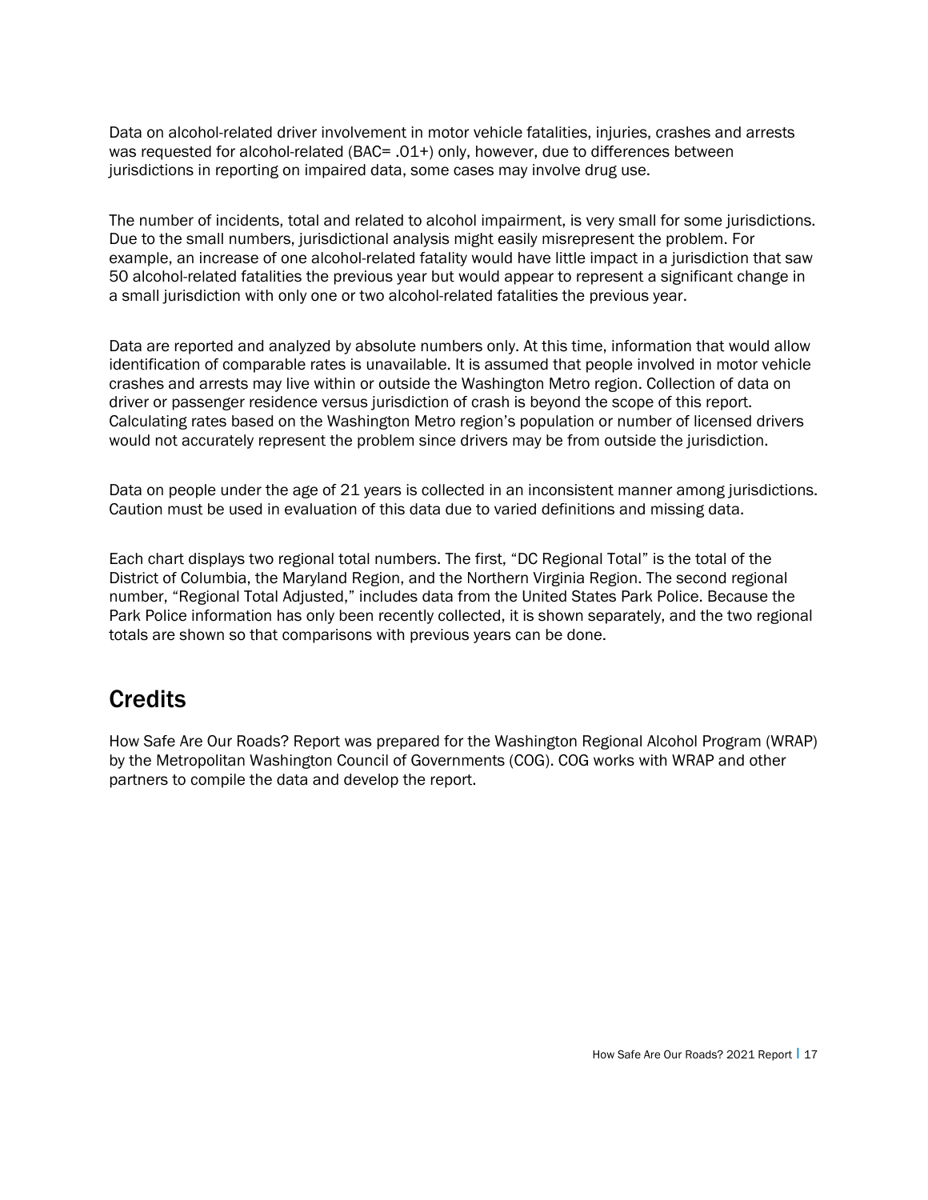Data on alcohol-related driver involvement in motor vehicle fatalities, injuries, crashes and arrests was requested for alcohol-related (BAC= .01+) only, however, due to differences between jurisdictions in reporting on impaired data, some cases may involve drug use.

The number of incidents, total and related to alcohol impairment, is very small for some jurisdictions. Due to the small numbers, jurisdictional analysis might easily misrepresent the problem. For example, an increase of one alcohol-related fatality would have little impact in a jurisdiction that saw 50 alcohol-related fatalities the previous year but would appear to represent a significant change in a small jurisdiction with only one or two alcohol-related fatalities the previous year.

Data are reported and analyzed by absolute numbers only. At this time, information that would allow identification of comparable rates is unavailable. It is assumed that people involved in motor vehicle crashes and arrests may live within or outside the Washington Metro region. Collection of data on driver or passenger residence versus jurisdiction of crash is beyond the scope of this report. Calculating rates based on the Washington Metro region's population or number of licensed drivers would not accurately represent the problem since drivers may be from outside the jurisdiction.

Data on people under the age of 21 years is collected in an inconsistent manner among jurisdictions. Caution must be used in evaluation of this data due to varied definitions and missing data.

Each chart displays two regional total numbers. The first, "DC Regional Total" is the total of the District of Columbia, the Maryland Region, and the Northern Virginia Region. The second regional number, "Regional Total Adjusted," includes data from the United States Park Police. Because the Park Police information has only been recently collected, it is shown separately, and the two regional totals are shown so that comparisons with previous years can be done.

## Credits

How Safe Are Our Roads? Report was prepared for the Washington Regional Alcohol Program (WRAP) by the Metropolitan Washington Council of Governments (COG). COG works with WRAP and other partners to compile the data and develop the report.